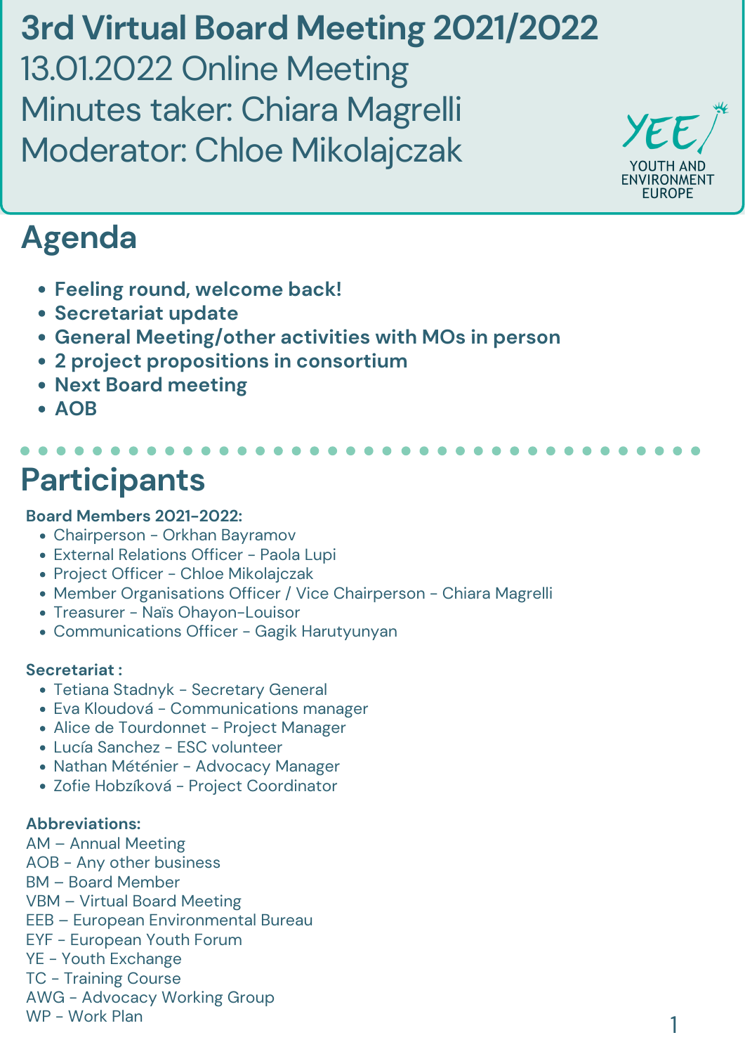# 3rd Virtual Board Meeting 2021/2022

13.01.2022 Online Meeting
Minutes taker: Chiara Magrelli
Moderator: Chloe Mikolajczak

YEE YOUTH AND ENVIRONMENT EUROPE

## Agenda

- **Feeling round, welcome back!**
- **Secretariat update**
- **General Meeting/other activities with MOs in person**
- **2 project propositions in consortium**
- **Next Board meeting**
- **AOB**

## Participants

**Board Members 2021-2022:**

- Chairperson - Orkhan Bayramov
- External Relations Officer - Paola Lupi
- Project Officer - Chloe Mikolajczak
- Member Organisations Officer / Vice Chairperson - Chiara Magrelli
- Treasurer - Naïs Ohayon-Louisor
- Communications Officer - Gagik Harutyunyan

**Secretariat :**

- Tetiana Stadnyk - Secretary General
- Eva Kloudová - Communications manager
- Alice de Tourdonnet - Project Manager
- Lucía Sanchez - ESC volunteer
- Nathan Méténier - Advocacy Manager
- Zofie Hobzíková - Project Coordinator

**Abbreviations:**

AM – Annual Meeting
AOB - Any other business
BM – Board Member
VBM – Virtual Board Meeting
EEB – European Environmental Bureau
EYF - European Youth Forum
YE - Youth Exchange
TC - Training Course
AWG - Advocacy Working Group
WP - Work Plan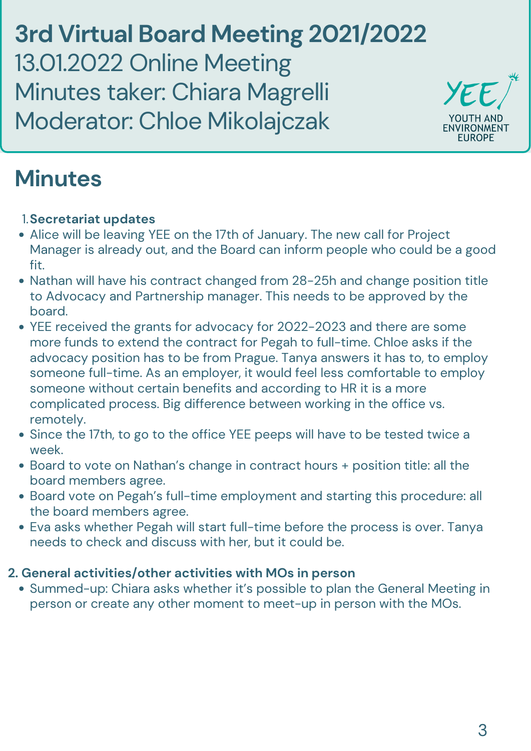# 3rd Virtual Board Meeting 2021/2022

13.01.2022 Online Meeting

Minutes taker: Chiara Magrelli

Moderator: Chloe Mikolajczak

YEE YOUTH AND ENVIRONMENT EUROPE

## Minutes

1. **Secretariat updates**

- Alice will be leaving YEE on the 17th of January. The new call for Project Manager is already out, and the Board can inform people who could be a good fit.
- Nathan will have his contract changed from 28-25h and change position title to Advocacy and Partnership manager. This needs to be approved by the board.
- YEE received the grants for advocacy for 2022-2023 and there are some more funds to extend the contract for Pegah to full-time. Chloe asks if the advocacy position has to be from Prague. Tanya answers it has to, to employ someone full-time. As an employer, it would feel less comfortable to employ someone without certain benefits and according to HR it is a more complicated process. Big difference between working in the office vs. remotely.
- Since the 17th, to go to the office YEE peeps will have to be tested twice a week.
- Board to vote on Nathan's change in contract hours + position title: all the board members agree.
- Board vote on Pegah's full-time employment and starting this procedure: all the board members agree.
- Eva asks whether Pegah will start full-time before the process is over. Tanya needs to check and discuss with her, but it could be.

**2. General activities/other activities with MOs in person**

- Summed-up: Chiara asks whether it's possible to plan the General Meeting in person or create any other moment to meet-up in person with the MOs.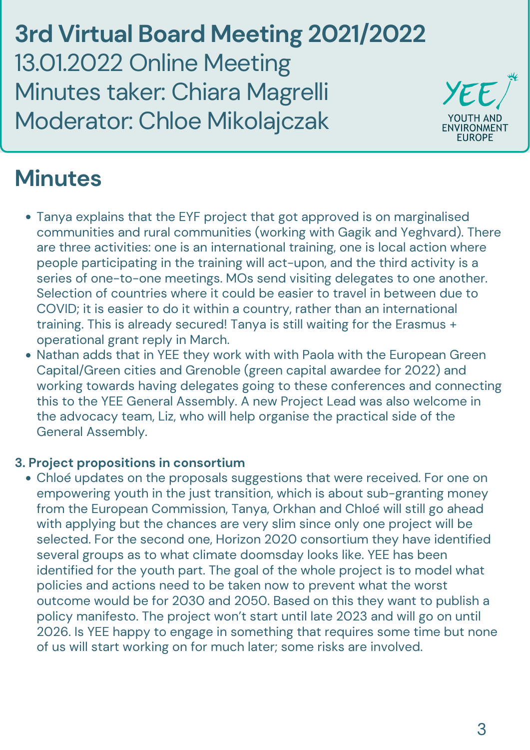# 3rd Virtual Board Meeting 2021/2022

13.01.2022 Online Meeting
Minutes taker: Chiara Magrelli
Moderator: Chloe Mikolajczak

YEE YOUTH AND ENVIRONMENT EUROPE

## Minutes

- Tanya explains that the EYF project that got approved is on marginalised communities and rural communities (working with Gagik and Yeghvard). There are three activities: one is an international training, one is local action where people participating in the training will act-upon, and the third activity is a series of one-to-one meetings. MOs send visiting delegates to one another. Selection of countries where it could be easier to travel in between due to COVID; it is easier to do it within a country, rather than an international training. This is already secured! Tanya is still waiting for the Erasmus + operational grant reply in March.
- Nathan adds that in YEE they work with with Paola with the European Green Capital/Green cities and Grenoble (green capital awardee for 2022) and working towards having delegates going to these conferences and connecting this to the YEE General Assembly. A new Project Lead was also welcome in the advocacy team, Liz, who will help organise the practical side of the General Assembly.

**3. Project propositions in consortium**

- Chloé updates on the proposals suggestions that were received. For one on empowering youth in the just transition, which is about sub-granting money from the European Commission, Tanya, Orkhan and Chloé will still go ahead with applying but the chances are very slim since only one project will be selected. For the second one, Horizon 2020 consortium they have identified several groups as to what climate doomsday looks like. YEE has been identified for the youth part. The goal of the whole project is to model what policies and actions need to be taken now to prevent what the worst outcome would be for 2030 and 2050. Based on this they want to publish a policy manifesto. The project won't start until late 2023 and will go on until 2026. Is YEE happy to engage in something that requires some time but none of us will start working on for much later; some risks are involved.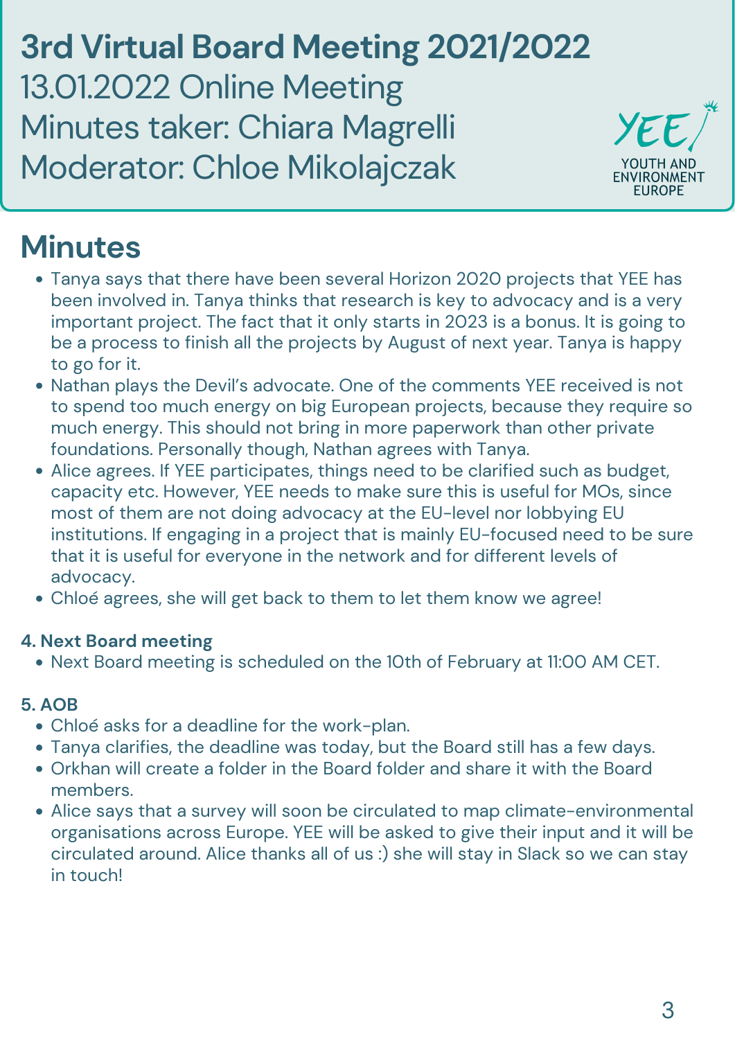# 3rd Virtual Board Meeting 2021/2022

13.01.2022 Online Meeting
Minutes taker: Chiara Magrelli
Moderator: Chloe Mikolajczak

YEE YOUTH AND ENVIRONMENT EUROPE

## Minutes

- Tanya says that there have been several Horizon 2020 projects that YEE has been involved in. Tanya thinks that research is key to advocacy and is a very important project. The fact that it only starts in 2023 is a bonus. It is going to be a process to finish all the projects by August of next year. Tanya is happy to go for it.
- Nathan plays the Devil's advocate. One of the comments YEE received is not to spend too much energy on big European projects, because they require so much energy. This should not bring in more paperwork than other private foundations. Personally though, Nathan agrees with Tanya.
- Alice agrees. If YEE participates, things need to be clarified such as budget, capacity etc. However, YEE needs to make sure this is useful for MOs, since most of them are not doing advocacy at the EU-level nor lobbying EU institutions. If engaging in a project that is mainly EU-focused need to be sure that it is useful for everyone in the network and for different levels of advocacy.
- Chloé agrees, she will get back to them to let them know we agree!

### 4. Next Board meeting

- Next Board meeting is scheduled on the 10th of February at 11:00 AM CET.

### 5. AOB

- Chloé asks for a deadline for the work-plan.
- Tanya clarifies, the deadline was today, but the Board still has a few days.
- Orkhan will create a folder in the Board folder and share it with the Board members.
- Alice says that a survey will soon be circulated to map climate-environmental organisations across Europe. YEE will be asked to give their input and it will be circulated around. Alice thanks all of us :) she will stay in Slack so we can stay in touch!